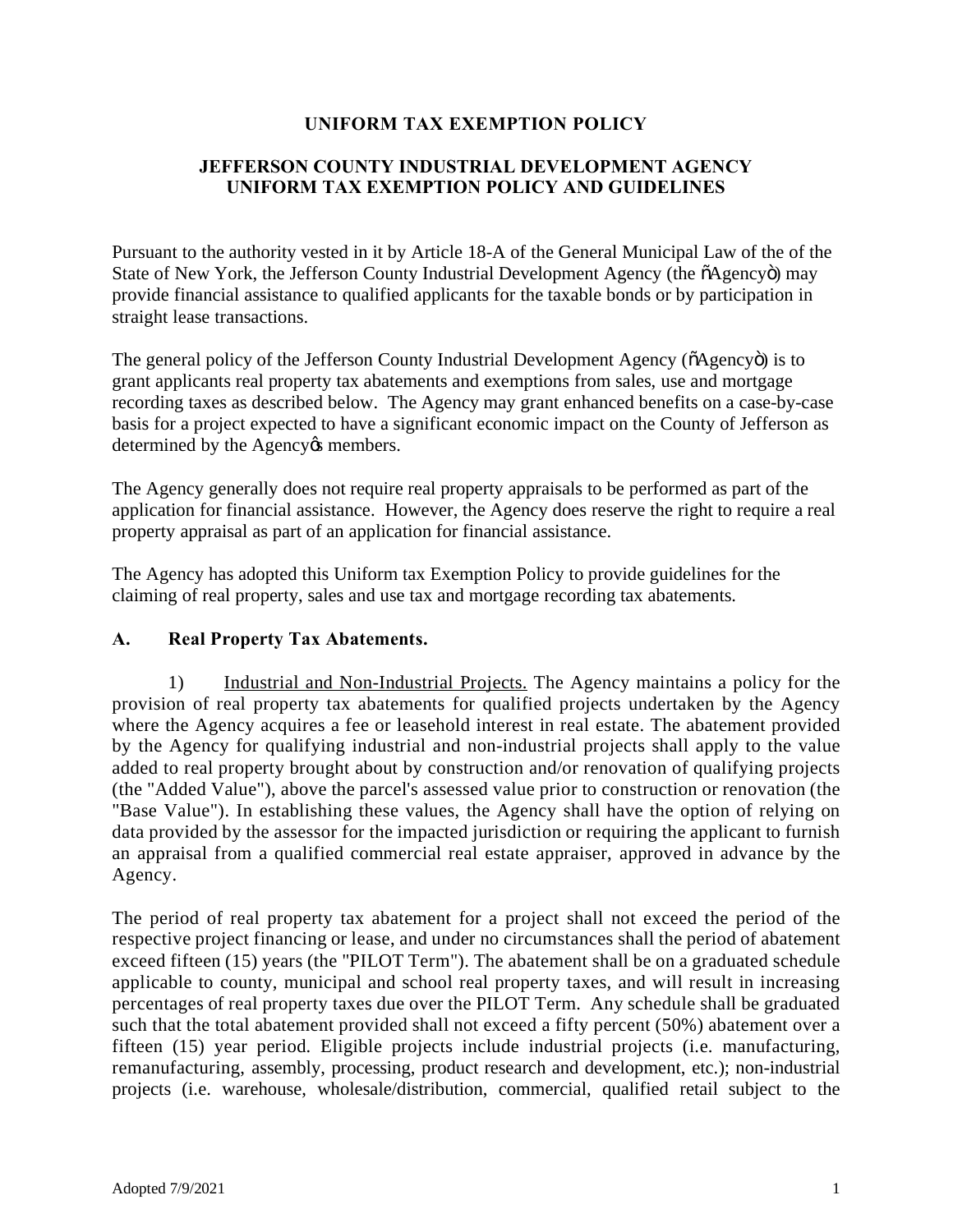# UNIFORM TAX EXEMPTION POLICY

## JEFFERSON COUNTY INDUSTRIAL DEVELOPMENT AGENCY UNIFORM TAX EXEMPTION POLICY AND GUIDELINES

Pursuant to the authority vested in it by Article 18-A of the General Municipal Law of the of the State of New York, the Jefferson County Industrial Development Agency (the "Agency") may provide financial assistance to qualified applicants for the taxable bonds or by participation in straight lease transactions.

The general policy of the Jefferson County Industrial Development Agency ("Agency") is to grant applicants real property tax abatements and exemptions from sales, use and mortgage recording taxes as described below. The Agency may grant enhanced benefits on a case-by-case basis for a project expected to have a significant economic impact on the County of Jefferson as determined by the Agency's members.

The Agency generally does not require real property appraisals to be performed as part of the application for financial assistance. However, the Agency does reserve the right to require a real property appraisal as part of an application for financial assistance.

The Agency has adopted this Uniform tax Exemption Policy to provide guidelines for the claiming of real property, sales and use tax and mortgage recording tax abatements.

### A. Real Property Tax Abatements.

1) Industrial and Non-Industrial Projects. The Agency maintains a policy for the provision of real property tax abatements for qualified projects undertaken by the Agency where the Agency acquires a fee or leasehold interest in real estate. The abatement provided by the Agency for qualifying industrial and non-industrial projects shall apply to the value added to real property brought about by construction and/or renovation of qualifying projects (the "Added Value"), above the parcel's assessed value prior to construction or renovation (the "Base Value"). In establishing these values, the Agency shall have the option of relying on data provided by the assessor for the impacted jurisdiction or requiring the applicant to furnish an appraisal from a qualified commercial real estate appraiser, approved in advance by the Agency.

The period of real property tax abatement for a project shall not exceed the period of the respective project financing or lease, and under no circumstances shall the period of abatement exceed fifteen (15) years (the "PILOT Term"). The abatement shall be on a graduated schedule applicable to county, municipal and school real property taxes, and will result in increasing percentages of real property taxes due over the PILOT Term. Any schedule shall be graduated such that the total abatement provided shall not exceed a fifty percent (50%) abatement over a fifteen (15) year period. Eligible projects include industrial projects (i.e. manufacturing, remanufacturing, assembly, processing, product research and development, etc.); non-industrial projects (i.e. warehouse, wholesale/distribution, commercial, qualified retail subject to the

Adopted 7/9/2021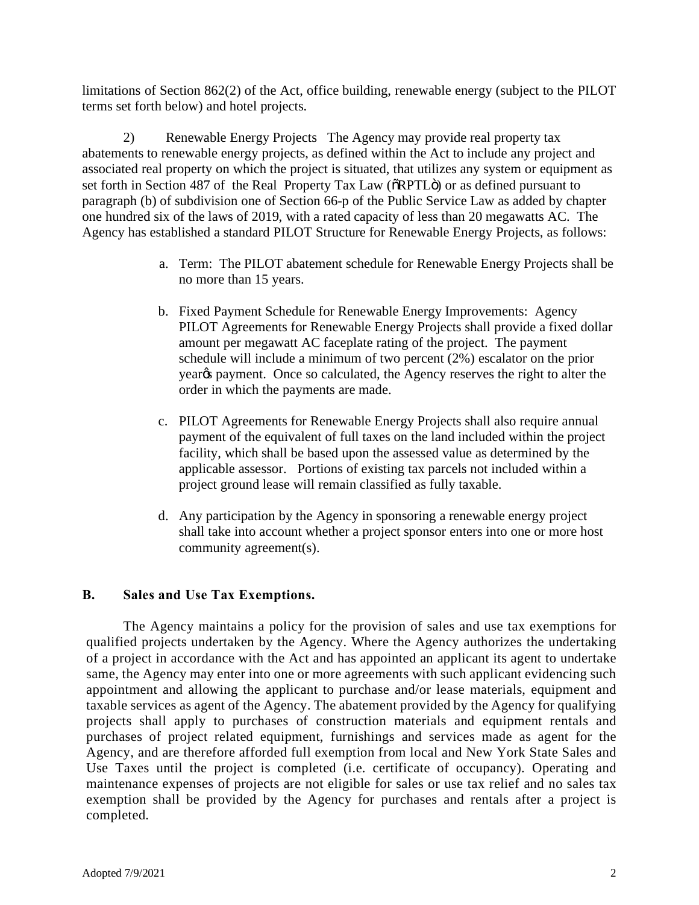limitations of Section 862(2) of the Act, office building, renewable energy (subject to the PILOT terms set forth below) and hotel projects.

2) Renewable Energy Projects The Agency may provide real property tax abatements to renewable energy projects, as defined within the Act to include any project and associated real property on which the project is situated, that utilizes any system or equipment as set forth in Section 487 of the Real Property Tax Law ("RPTL") or as defined pursuant to paragraph (b) of subdivision one of Section 66-p of the Public Service Law as added by chapter one hundred six of the laws of 2019, with a rated capacity of less than 20 megawatts AC. The Agency has established a standard PILOT Structure for Renewable Energy Projects, as follows:

a. Term: The PILOT abatement schedule for Renewable Energy Projects shall be no more than 15 years.

b. Fixed Payment Schedule for Renewable Energy Improvements: Agency PILOT Agreements for Renewable Energy Projects shall provide a fixed dollar amount per megawatt AC faceplate rating of the project. The payment schedule will include a minimum of two percent (2%) escalator on the prior year's payment. Once so calculated, the Agency reserves the right to alter the order in which the payments are made.

c. PILOT Agreements for Renewable Energy Projects shall also require annual payment of the equivalent of full taxes on the land included within the project facility, which shall be based upon the assessed value as determined by the applicable assessor. Portions of existing tax parcels not included within a project ground lease will remain classified as fully taxable.

d. Any participation by the Agency in sponsoring a renewable energy project shall take into account whether a project sponsor enters into one or more host community agreement(s).

## B. Sales and Use Tax Exemptions.

The Agency maintains a policy for the provision of sales and use tax exemptions for qualified projects undertaken by the Agency. Where the Agency authorizes the undertaking of a project in accordance with the Act and has appointed an applicant its agent to undertake same, the Agency may enter into one or more agreements with such applicant evidencing such appointment and allowing the applicant to purchase and/or lease materials, equipment and taxable services as agent of the Agency. The abatement provided by the Agency for qualifying projects shall apply to purchases of construction materials and equipment rentals and purchases of project related equipment, furnishings and services made as agent for the Agency, and are therefore afforded full exemption from local and New York State Sales and Use Taxes until the project is completed (i.e. certificate of occupancy). Operating and maintenance expenses of projects are not eligible for sales or use tax relief and no sales tax exemption shall be provided by the Agency for purchases and rentals after a project is completed.

Adopted 7/9/2021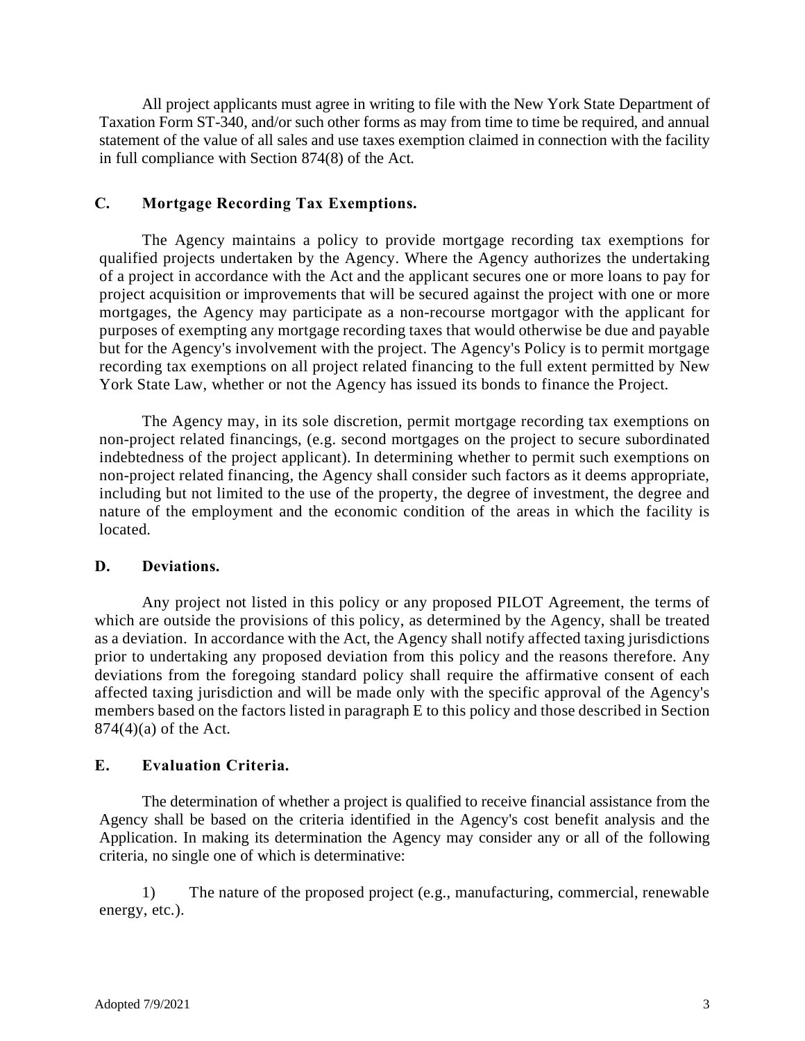All project applicants must agree in writing to file with the New York State Department of Taxation Form ST-340, and/or such other forms as may from time to time be required, and annual statement of the value of all sales and use taxes exemption claimed in connection with the facility in full compliance with Section 874(8) of the Act.

### C. Mortgage Recording Tax Exemptions.

The Agency maintains a policy to provide mortgage recording tax exemptions for qualified projects undertaken by the Agency. Where the Agency authorizes the undertaking of a project in accordance with the Act and the applicant secures one or more loans to pay for project acquisition or improvements that will be secured against the project with one or more mortgages, the Agency may participate as a non-recourse mortgagor with the applicant for purposes of exempting any mortgage recording taxes that would otherwise be due and payable but for the Agency's involvement with the project. The Agency's Policy is to permit mortgage recording tax exemptions on all project related financing to the full extent permitted by New York State Law, whether or not the Agency has issued its bonds to finance the Project.

The Agency may, in its sole discretion, permit mortgage recording tax exemptions on non-project related financings, (e.g. second mortgages on the project to secure subordinated indebtedness of the project applicant). In determining whether to permit such exemptions on non-project related financing, the Agency shall consider such factors as it deems appropriate, including but not limited to the use of the property, the degree of investment, the degree and nature of the employment and the economic condition of the areas in which the facility is located.

### D. Deviations.

Any project not listed in this policy or any proposed PILOT Agreement, the terms of which are outside the provisions of this policy, as determined by the Agency, shall be treated as a deviation. In accordance with the Act, the Agency shall notify affected taxing jurisdictions prior to undertaking any proposed deviation from this policy and the reasons therefore. Any deviations from the foregoing standard policy shall require the affirmative consent of each affected taxing jurisdiction and will be made only with the specific approval of the Agency's members based on the factors listed in paragraph E to this policy and those described in Section 874(4)(a) of the Act.

### E. Evaluation Criteria.

The determination of whether a project is qualified to receive financial assistance from the Agency shall be based on the criteria identified in the Agency's cost benefit analysis and the Application. In making its determination the Agency may consider any or all of the following criteria, no single one of which is determinative:

1) The nature of the proposed project (e.g., manufacturing, commercial, renewable energy, etc.).

Adopted 7/9/2021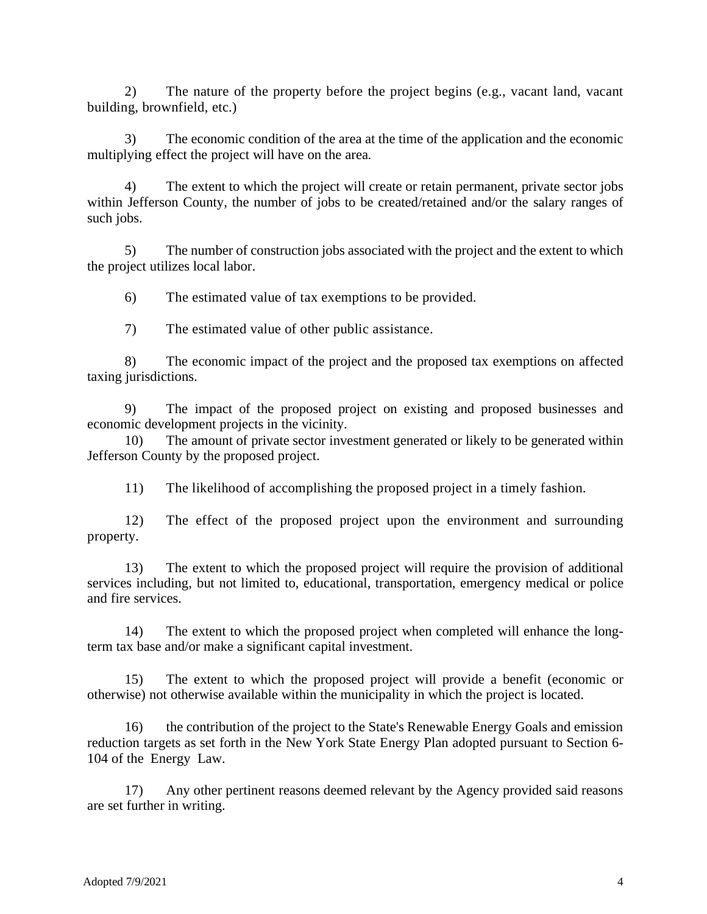2) The nature of the property before the project begins (e.g., vacant land, vacant building, brownfield, etc.)

3) The economic condition of the area at the time of the application and the economic multiplying effect the project will have on the area.

4) The extent to which the project will create or retain permanent, private sector jobs within Jefferson County, the number of jobs to be created/retained and/or the salary ranges of such jobs.

5) The number of construction jobs associated with the project and the extent to which the project utilizes local labor.

6) The estimated value of tax exemptions to be provided.

7) The estimated value of other public assistance.

8) The economic impact of the project and the proposed tax exemptions on affected taxing jurisdictions.

9) The impact of the proposed project on existing and proposed businesses and economic development projects in the vicinity.

10) The amount of private sector investment generated or likely to be generated within Jefferson County by the proposed project.

11) The likelihood of accomplishing the proposed project in a timely fashion.

12) The effect of the proposed project upon the environment and surrounding property.

13) The extent to which the proposed project will require the provision of additional services including, but not limited to, educational, transportation, emergency medical or police and fire services.

14) The extent to which the proposed project when completed will enhance the long-term tax base and/or make a significant capital investment.

15) The extent to which the proposed project will provide a benefit (economic or otherwise) not otherwise available within the municipality in which the project is located.

16) the contribution of the project to the State's Renewable Energy Goals and emission reduction targets as set forth in the New York State Energy Plan adopted pursuant to Section 6-104 of the Energy Law.

17) Any other pertinent reasons deemed relevant by the Agency provided said reasons are set further in writing.

Adopted 7/9/2021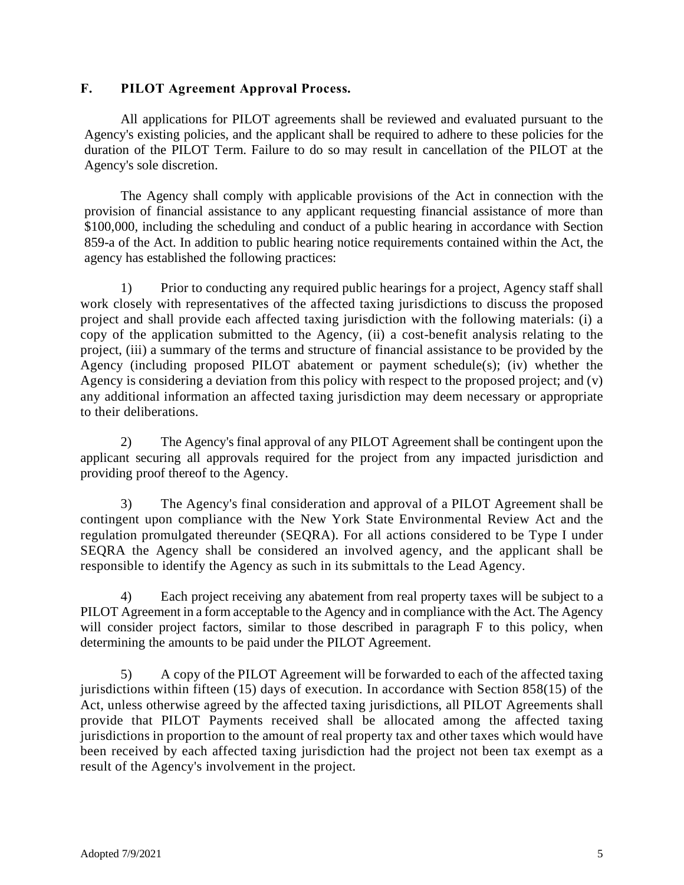## F. PILOT Agreement Approval Process.

All applications for PILOT agreements shall be reviewed and evaluated pursuant to the Agency's existing policies, and the applicant shall be required to adhere to these policies for the duration of the PILOT Term. Failure to do so may result in cancellation of the PILOT at the Agency's sole discretion.

The Agency shall comply with applicable provisions of the Act in connection with the provision of financial assistance to any applicant requesting financial assistance of more than $100,000, including the scheduling and conduct of a public hearing in accordance with Section 859-a of the Act. In addition to public hearing notice requirements contained within the Act, the agency has established the following practices:

1) Prior to conducting any required public hearings for a project, Agency staff shall work closely with representatives of the affected taxing jurisdictions to discuss the proposed project and shall provide each affected taxing jurisdiction with the following materials: (i) a copy of the application submitted to the Agency, (ii) a cost-benefit analysis relating to the project, (iii) a summary of the terms and structure of financial assistance to be provided by the Agency (including proposed PILOT abatement or payment schedule(s); (iv) whether the Agency is considering a deviation from this policy with respect to the proposed project; and (v) any additional information an affected taxing jurisdiction may deem necessary or appropriate to their deliberations.

2) The Agency's final approval of any PILOT Agreement shall be contingent upon the applicant securing all approvals required for the project from any impacted jurisdiction and providing proof thereof to the Agency.

3) The Agency's final consideration and approval of a PILOT Agreement shall be contingent upon compliance with the New York State Environmental Review Act and the regulation promulgated thereunder (SEQRA). For all actions considered to be Type I under SEQRA the Agency shall be considered an involved agency, and the applicant shall be responsible to identify the Agency as such in its submittals to the Lead Agency.

4) Each project receiving any abatement from real property taxes will be subject to a PILOT Agreement in a form acceptable to the Agency and in compliance with the Act. The Agency will consider project factors, similar to those described in paragraph F to this policy, when determining the amounts to be paid under the PILOT Agreement.

5) A copy of the PILOT Agreement will be forwarded to each of the affected taxing jurisdictions within fifteen (15) days of execution. In accordance with Section 858(15) of the Act, unless otherwise agreed by the affected taxing jurisdictions, all PILOT Agreements shall provide that PILOT Payments received shall be allocated among the affected taxing jurisdictions in proportion to the amount of real property tax and other taxes which would have been received by each affected taxing jurisdiction had the project not been tax exempt as a result of the Agency's involvement in the project.

Adopted 7/9/2021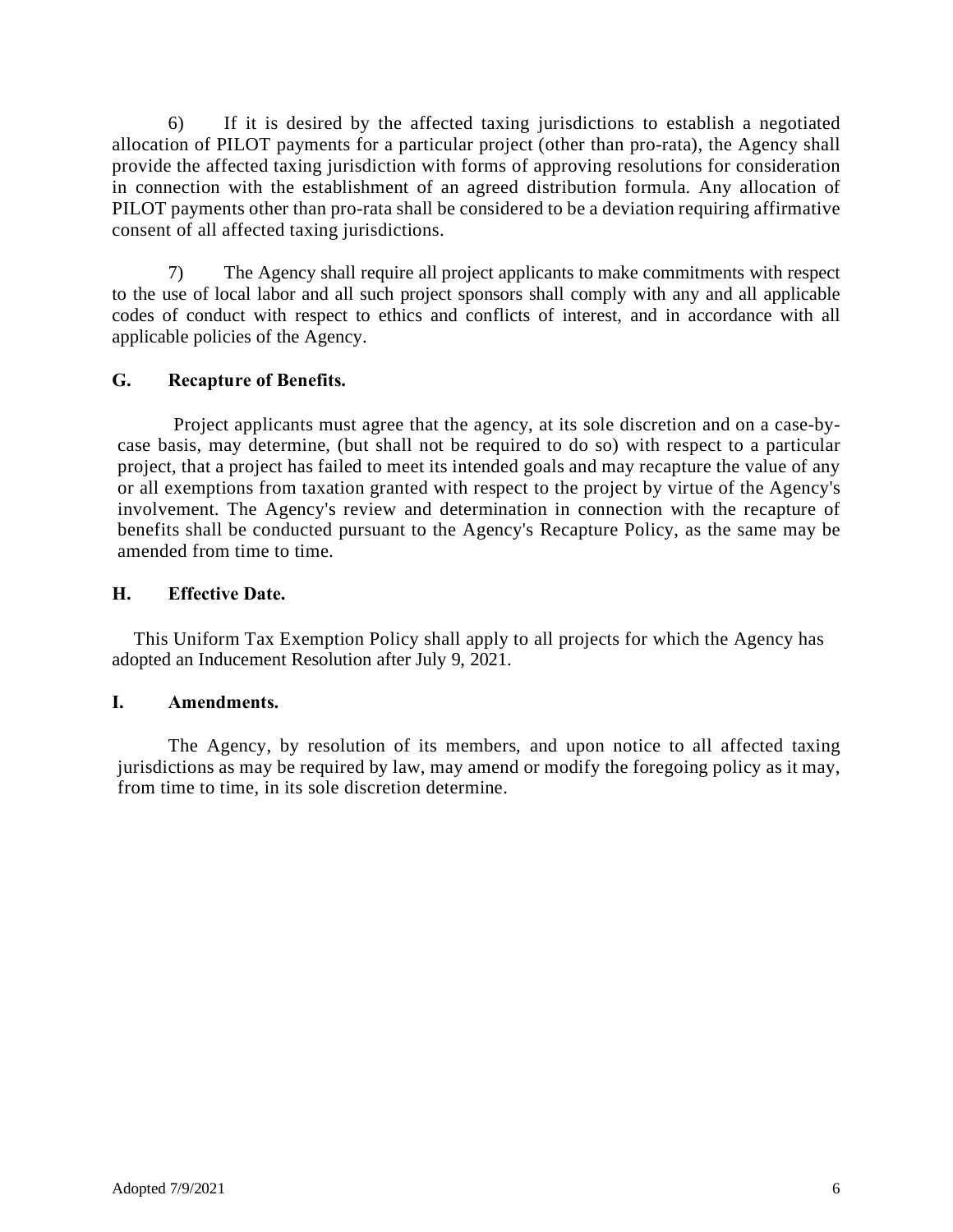6) If it is desired by the affected taxing jurisdictions to establish a negotiated allocation of PILOT payments for a particular project (other than pro-rata), the Agency shall provide the affected taxing jurisdiction with forms of approving resolutions for consideration in connection with the establishment of an agreed distribution formula. Any allocation of PILOT payments other than pro-rata shall be considered to be a deviation requiring affirmative consent of all affected taxing jurisdictions.

7) The Agency shall require all project applicants to make commitments with respect to the use of local labor and all such project sponsors shall comply with any and all applicable codes of conduct with respect to ethics and conflicts of interest, and in accordance with all applicable policies of the Agency.

### G. Recapture of Benefits.

Project applicants must agree that the agency, at its sole discretion and on a case-by-case basis, may determine, (but shall not be required to do so) with respect to a particular project, that a project has failed to meet its intended goals and may recapture the value of any or all exemptions from taxation granted with respect to the project by virtue of the Agency's involvement. The Agency's review and determination in connection with the recapture of benefits shall be conducted pursuant to the Agency's Recapture Policy, as the same may be amended from time to time.

### H. Effective Date.

This Uniform Tax Exemption Policy shall apply to all projects for which the Agency has adopted an Inducement Resolution after July 9, 2021.

### I. Amendments.

The Agency, by resolution of its members, and upon notice to all affected taxing jurisdictions as may be required by law, may amend or modify the foregoing policy as it may, from time to time, in its sole discretion determine.

Adopted 7/9/2021